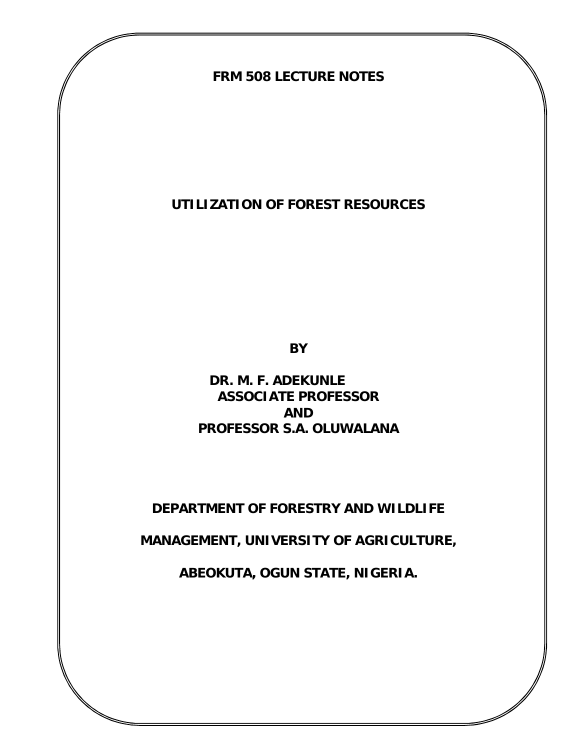**FRM 508 LECTURE NOTES**

# UTILIZATION OF FOREST RESOURCES

**BY**

**DR. M. F. ADEKUNLE**
**ASSOCIATE PROFESSOR**
**AND**
**PROFESSOR S.A. OLUWALANA**

**DEPARTMENT OF FORESTRY AND WILDLIFE**

**MANAGEMENT, UNIVERSITY OF AGRICULTURE,**

**ABEOKUTA, OGUN STATE, NIGERIA.**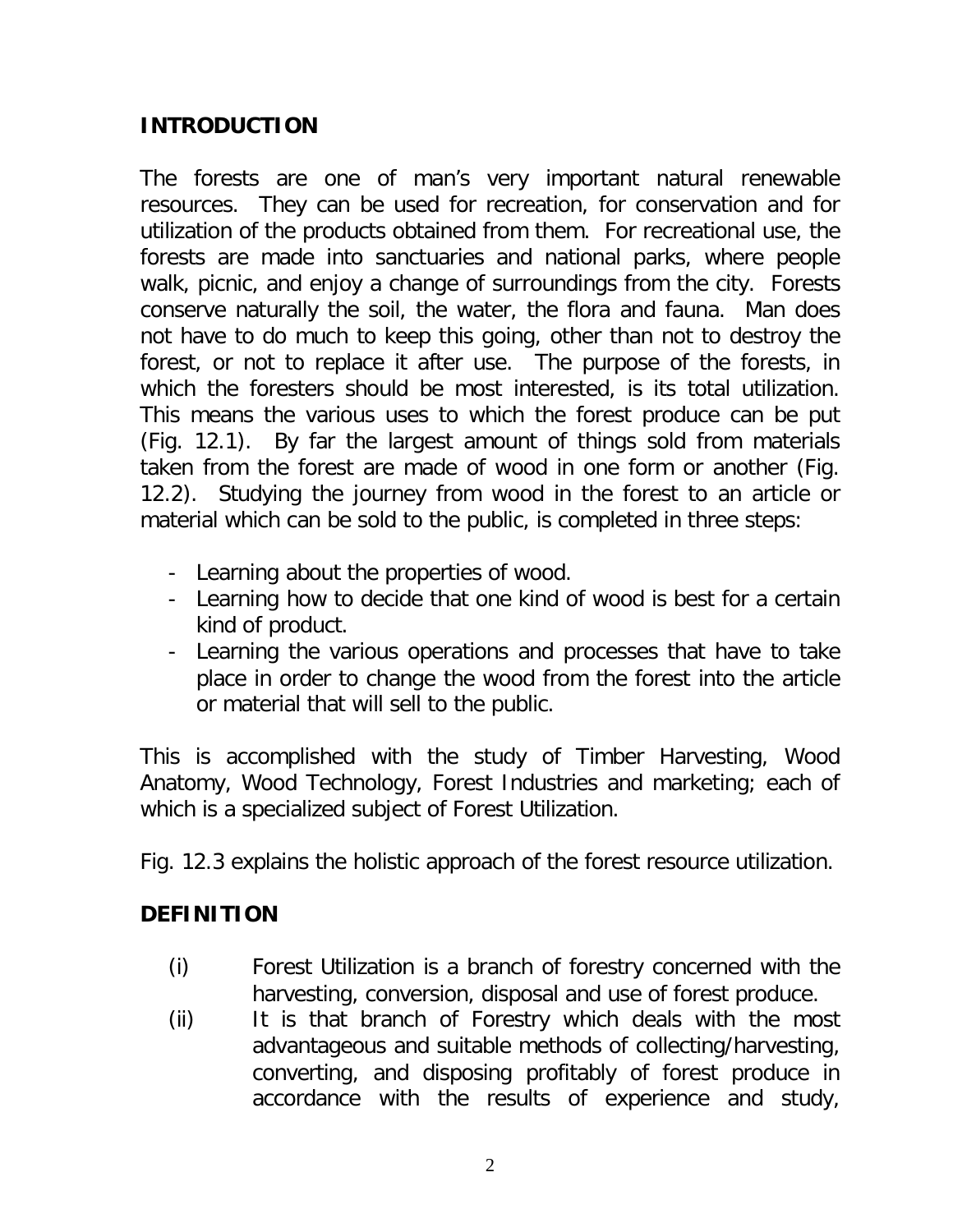## INTRODUCTION

The forests are one of man's very important natural renewable resources. They can be used for recreation, for conservation and for utilization of the products obtained from them. For recreational use, the forests are made into sanctuaries and national parks, where people walk, picnic, and enjoy a change of surroundings from the city. Forests conserve naturally the soil, the water, the flora and fauna. Man does not have to do much to keep this going, other than not to destroy the forest, or not to replace it after use. The purpose of the forests, in which the foresters should be most interested, is its total utilization. This means the various uses to which the forest produce can be put (Fig. 12.1). By far the largest amount of things sold from materials taken from the forest are made of wood in one form or another (Fig. 12.2). Studying the journey from wood in the forest to an article or material which can be sold to the public, is completed in three steps:

- Learning about the properties of wood.
- Learning how to decide that one kind of wood is best for a certain kind of product.
- Learning the various operations and processes that have to take place in order to change the wood from the forest into the article or material that will sell to the public.

This is accomplished with the study of Timber Harvesting, Wood Anatomy, Wood Technology, Forest Industries and marketing; each of which is a specialized subject of Forest Utilization.

Fig. 12.3 explains the holistic approach of the forest resource utilization.

## DEFINITION

(i) Forest Utilization is a branch of forestry concerned with the harvesting, conversion, disposal and use of forest produce.

(ii) It is that branch of Forestry which deals with the most advantageous and suitable methods of collecting/harvesting, converting, and disposing profitably of forest produce in accordance with the results of experience and study,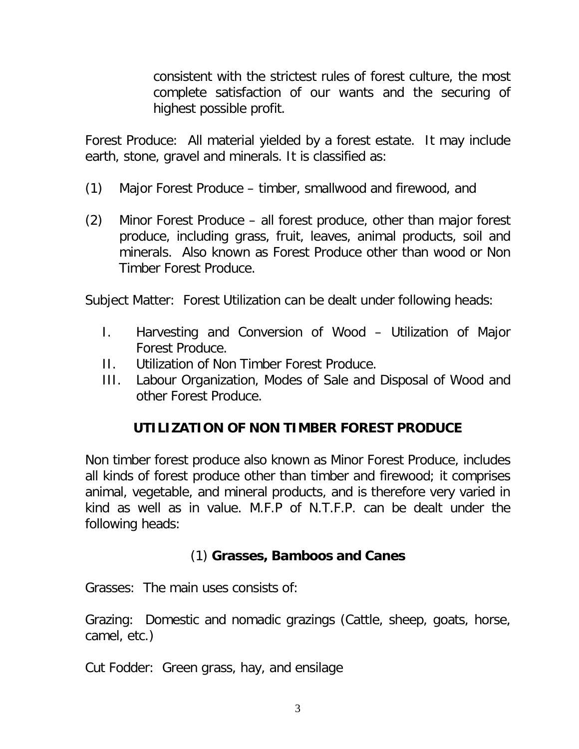consistent with the strictest rules of forest culture, the most complete satisfaction of our wants and the securing of highest possible profit.

Forest Produce: All material yielded by a forest estate. It may include earth, stone, gravel and minerals. It is classified as:

(1) Major Forest Produce – timber, smallwood and firewood, and

(2) Minor Forest Produce – all forest produce, other than major forest produce, including grass, fruit, leaves, animal products, soil and minerals. Also known as Forest Produce other than wood or Non Timber Forest Produce.

Subject Matter: Forest Utilization can be dealt under following heads:

I. Harvesting and Conversion of Wood – Utilization of Major Forest Produce.
II. Utilization of Non Timber Forest Produce.
III. Labour Organization, Modes of Sale and Disposal of Wood and other Forest Produce.

## UTILIZATION OF NON TIMBER FOREST PRODUCE

Non timber forest produce also known as Minor Forest Produce, includes all kinds of forest produce other than timber and firewood; it comprises animal, vegetable, and mineral products, and is therefore very varied in kind as well as in value. M.F.P of N.T.F.P. can be dealt under the following heads:

### (1) **Grasses, Bamboos and Canes**

Grasses: The main uses consists of:

Grazing: Domestic and nomadic grazings (Cattle, sheep, goats, horse, camel, etc.)

Cut Fodder: Green grass, hay, and ensilage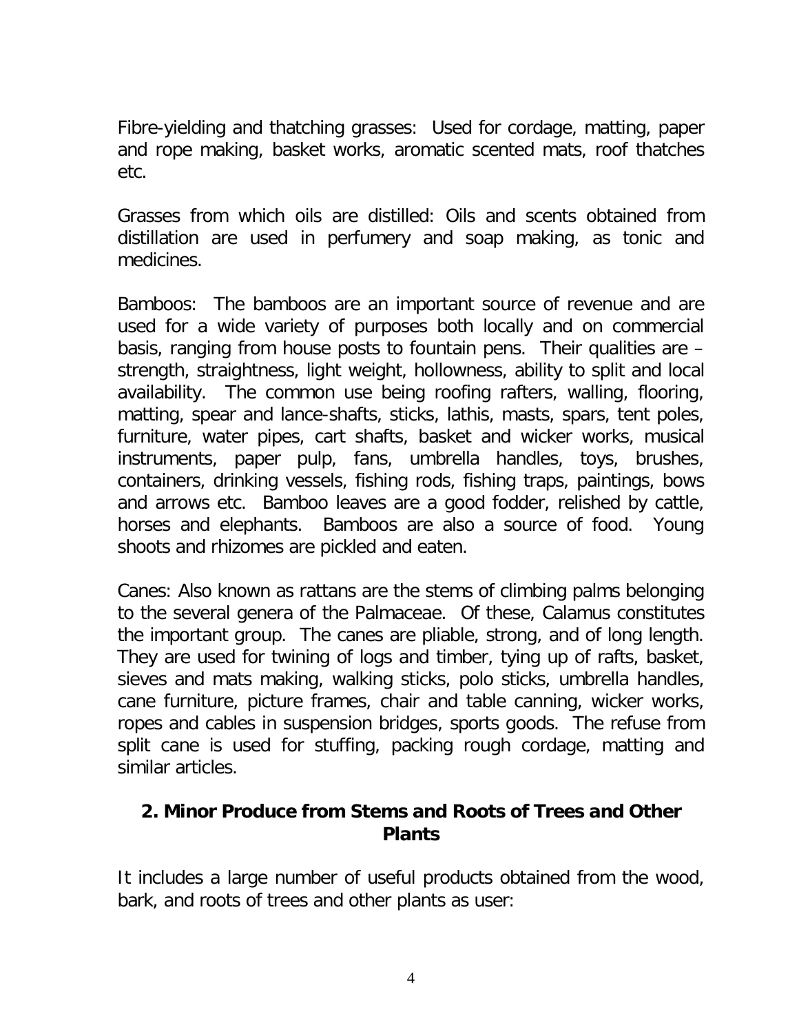Fibre-yielding and thatching grasses: Used for cordage, matting, paper and rope making, basket works, aromatic scented mats, roof thatches etc.

Grasses from which oils are distilled: Oils and scents obtained from distillation are used in perfumery and soap making, as tonic and medicines.

Bamboos: The bamboos are an important source of revenue and are used for a wide variety of purposes both locally and on commercial basis, ranging from house posts to fountain pens. Their qualities are – strength, straightness, light weight, hollowness, ability to split and local availability. The common use being roofing rafters, walling, flooring, matting, spear and lance-shafts, sticks, lathis, masts, spars, tent poles, furniture, water pipes, cart shafts, basket and wicker works, musical instruments, paper pulp, fans, umbrella handles, toys, brushes, containers, drinking vessels, fishing rods, fishing traps, paintings, bows and arrows etc. Bamboo leaves are a good fodder, relished by cattle, horses and elephants. Bamboos are also a source of food. Young shoots and rhizomes are pickled and eaten.

Canes: Also known as rattans are the stems of climbing palms belonging to the several genera of the Palmaceae. Of these, Calamus constitutes the important group. The canes are pliable, strong, and of long length. They are used for twining of logs and timber, tying up of rafts, basket, sieves and mats making, walking sticks, polo sticks, umbrella handles, cane furniture, picture frames, chair and table canning, wicker works, ropes and cables in suspension bridges, sports goods. The refuse from split cane is used for stuffing, packing rough cordage, matting and similar articles.

## 2. Minor Produce from Stems and Roots of Trees and Other Plants

It includes a large number of useful products obtained from the wood, bark, and roots of trees and other plants as user: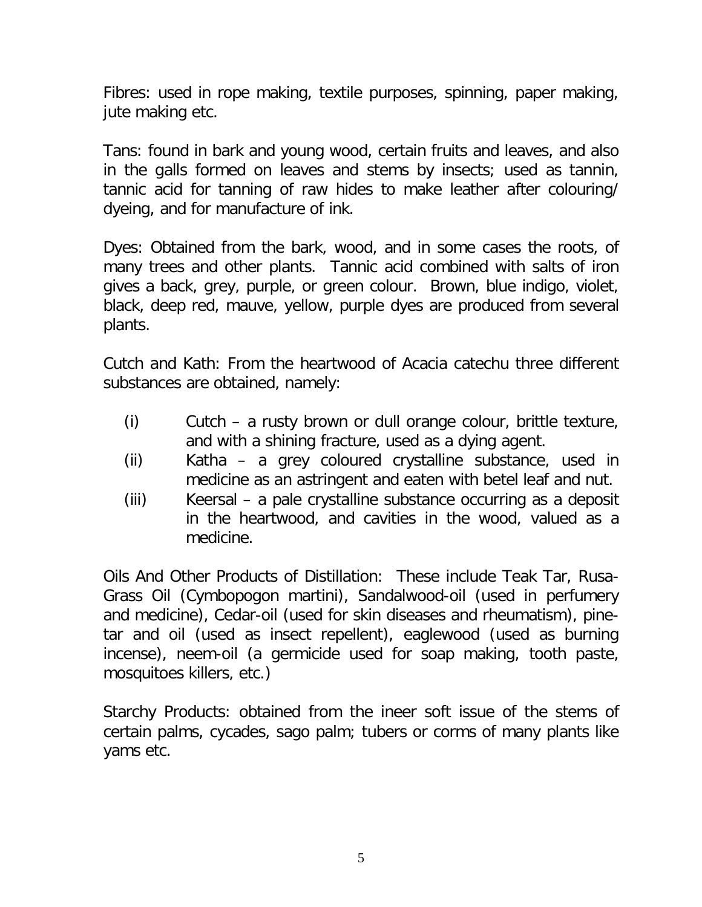Fibres: used in rope making, textile purposes, spinning, paper making, jute making etc.

Tans: found in bark and young wood, certain fruits and leaves, and also in the galls formed on leaves and stems by insects; used as tannin, tannic acid for tanning of raw hides to make leather after colouring/ dyeing, and for manufacture of ink.

Dyes: Obtained from the bark, wood, and in some cases the roots, of many trees and other plants. Tannic acid combined with salts of iron gives a back, grey, purple, or green colour. Brown, blue indigo, violet, black, deep red, mauve, yellow, purple dyes are produced from several plants.

Cutch and Kath: From the heartwood of Acacia catechu three different substances are obtained, namely:

(i) Cutch – a rusty brown or dull orange colour, brittle texture, and with a shining fracture, used as a dying agent.
(ii) Katha – a grey coloured crystalline substance, used in medicine as an astringent and eaten with betel leaf and nut.
(iii) Keersal – a pale crystalline substance occurring as a deposit in the heartwood, and cavities in the wood, valued as a medicine.

Oils And Other Products of Distillation: These include Teak Tar, Rusa-Grass Oil (Cymbopogon martini), Sandalwood-oil (used in perfumery and medicine), Cedar-oil (used for skin diseases and rheumatism), pine-tar and oil (used as insect repellent), eaglewood (used as burning incense), neem-oil (a germicide used for soap making, tooth paste, mosquitoes killers, etc.)

Starchy Products: obtained from the ineer soft issue of the stems of certain palms, cycades, sago palm; tubers or corms of many plants like yams etc.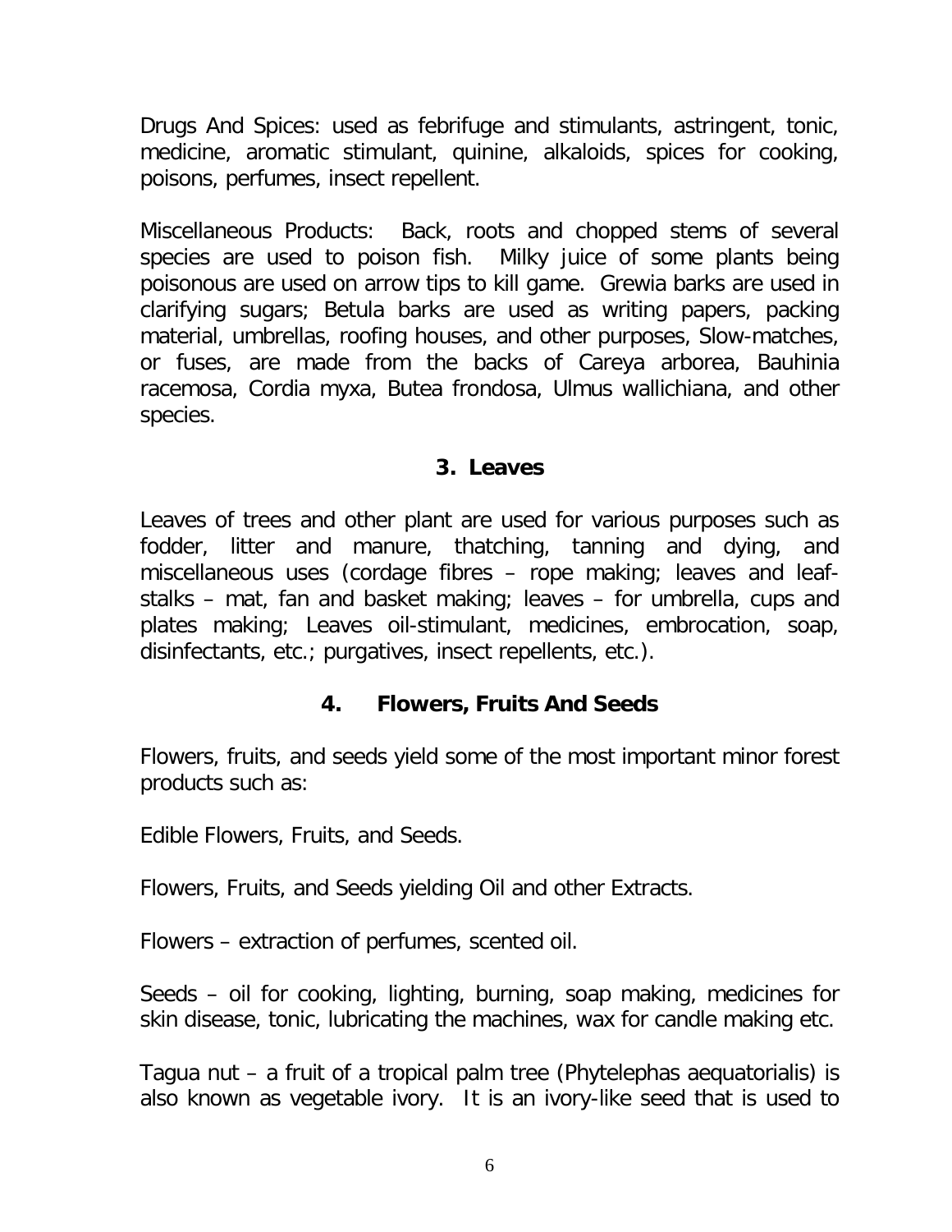Drugs And Spices: used as febrifuge and stimulants, astringent, tonic, medicine, aromatic stimulant, quinine, alkaloids, spices for cooking, poisons, perfumes, insect repellent.

Miscellaneous Products: Back, roots and chopped stems of several species are used to poison fish. Milky juice of some plants being poisonous are used on arrow tips to kill game. Grewia barks are used in clarifying sugars; Betula barks are used as writing papers, packing material, umbrellas, roofing houses, and other purposes, Slow-matches, or fuses, are made from the backs of Careya arborea, Bauhinia racemosa, Cordia myxa, Butea frondosa, Ulmus wallichiana, and other species.

### 3. Leaves

Leaves of trees and other plant are used for various purposes such as fodder, litter and manure, thatching, tanning and dying, and miscellaneous uses (cordage fibres – rope making; leaves and leaf-stalks – mat, fan and basket making; leaves – for umbrella, cups and plates making; Leaves oil-stimulant, medicines, embrocation, soap, disinfectants, etc.; purgatives, insect repellents, etc.).

### 4. Flowers, Fruits And Seeds

Flowers, fruits, and seeds yield some of the most important minor forest products such as:

Edible Flowers, Fruits, and Seeds.

Flowers, Fruits, and Seeds yielding Oil and other Extracts.

Flowers – extraction of perfumes, scented oil.

Seeds – oil for cooking, lighting, burning, soap making, medicines for skin disease, tonic, lubricating the machines, wax for candle making etc.

Tagua nut – a fruit of a tropical palm tree (Phytelephas aequatorialis) is also known as vegetable ivory. It is an ivory-like seed that is used to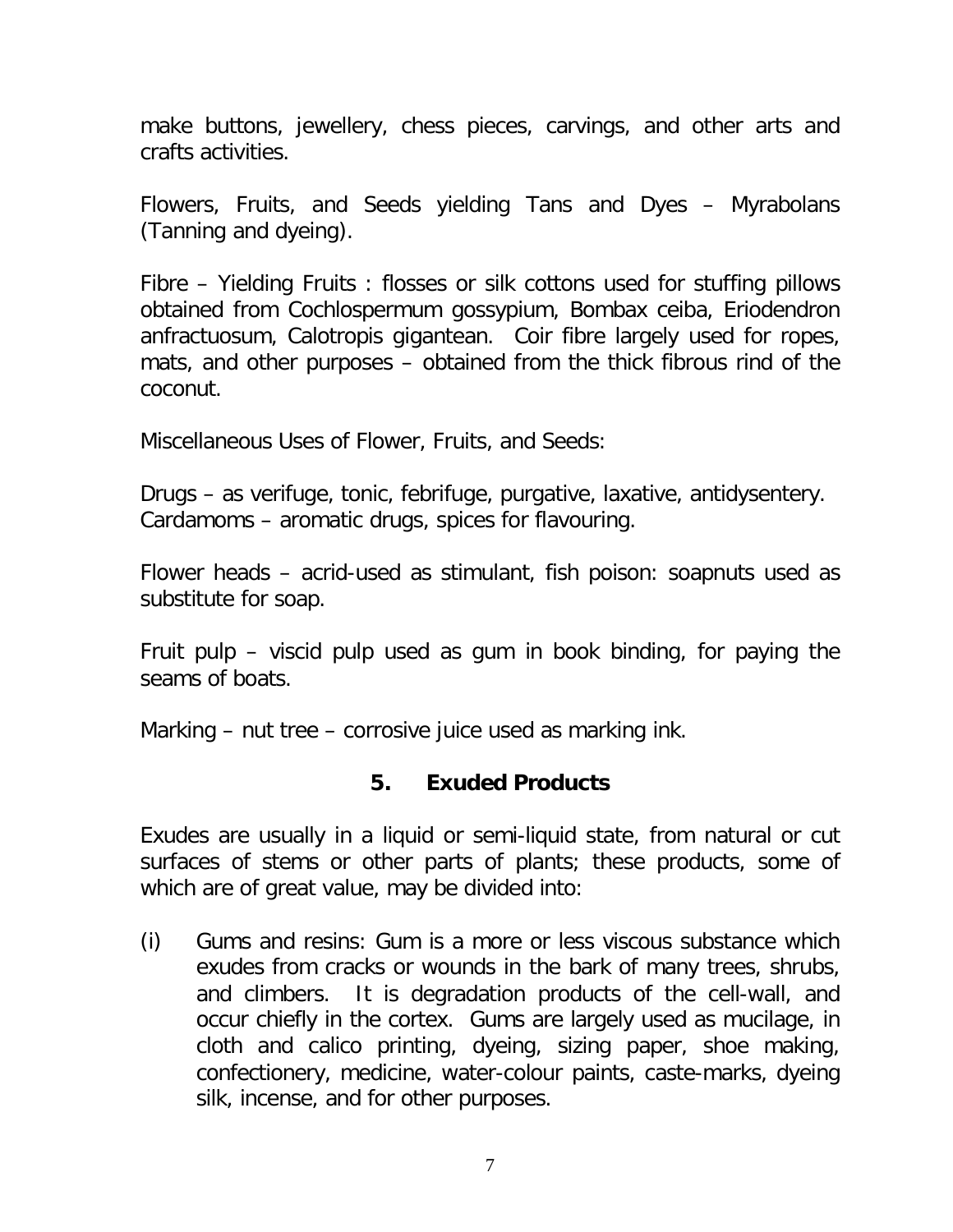make buttons, jewellery, chess pieces, carvings, and other arts and crafts activities.

Flowers, Fruits, and Seeds yielding Tans and Dyes – Myrabolans (Tanning and dyeing).

Fibre – Yielding Fruits : flosses or silk cottons used for stuffing pillows obtained from Cochlospermum gossypium, Bombax ceiba, Eriodendron anfractuosum, Calotropis gigantean. Coir fibre largely used for ropes, mats, and other purposes – obtained from the thick fibrous rind of the coconut.

Miscellaneous Uses of Flower, Fruits, and Seeds:

Drugs – as verifuge, tonic, febrifuge, purgative, laxative, antidysentery.
Cardamoms – aromatic drugs, spices for flavouring.

Flower heads – acrid-used as stimulant, fish poison: soapnuts used as substitute for soap.

Fruit pulp – viscid pulp used as gum in book binding, for paying the seams of boats.

Marking – nut tree – corrosive juice used as marking ink.

## 5. Exuded Products

Exudes are usually in a liquid or semi-liquid state, from natural or cut surfaces of stems or other parts of plants; these products, some of which are of great value, may be divided into:

(i) Gums and resins: Gum is a more or less viscous substance which exudes from cracks or wounds in the bark of many trees, shrubs, and climbers. It is degradation products of the cell-wall, and occur chiefly in the cortex. Gums are largely used as mucilage, in cloth and calico printing, dyeing, sizing paper, shoe making, confectionery, medicine, water-colour paints, caste-marks, dyeing silk, incense, and for other purposes.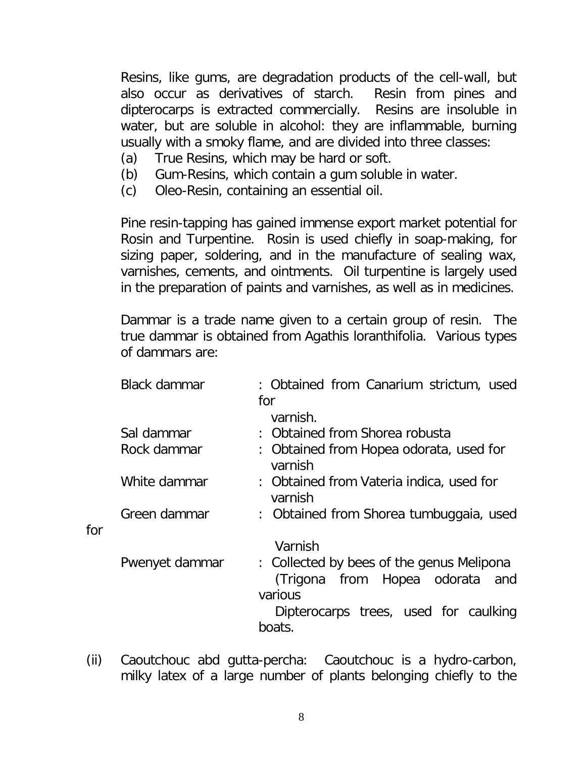Resins, like gums, are degradation products of the cell-wall, but also occur as derivatives of starch. Resin from pines and dipterocarps is extracted commercially. Resins are insoluble in water, but are soluble in alcohol: they are inflammable, burning usually with a smoky flame, and are divided into three classes:

(a) True Resins, which may be hard or soft.
(b) Gum-Resins, which contain a gum soluble in water.
(c) Oleo-Resin, containing an essential oil.

Pine resin-tapping has gained immense export market potential for Rosin and Turpentine. Rosin is used chiefly in soap-making, for sizing paper, soldering, and in the manufacture of sealing wax, varnishes, cements, and ointments. Oil turpentine is largely used in the preparation of paints and varnishes, as well as in medicines.

Dammar is a trade name given to a certain group of resin. The true dammar is obtained from Agathis loranthifolia. Various types of dammars are:

| | |
|---|---|
| Black dammar | : Obtained from Canarium strictum, used for varnish. |
| Sal dammar | : Obtained from Shorea robusta |
| Rock dammar | : Obtained from Hopea odorata, used for varnish |
| White dammar | : Obtained from Vateria indica, used for varnish |
| Green dammar | : Obtained from Shorea tumbuggaia, used for Varnish |
| Pwenyet dammar | : Collected by bees of the genus Melipona (Trigona from Hopea odorata and various Dipterocarps trees, used for caulking boats. |

(ii) Caoutchouc abd gutta-percha: Caoutchouc is a hydro-carbon, milky latex of a large number of plants belonging chiefly to the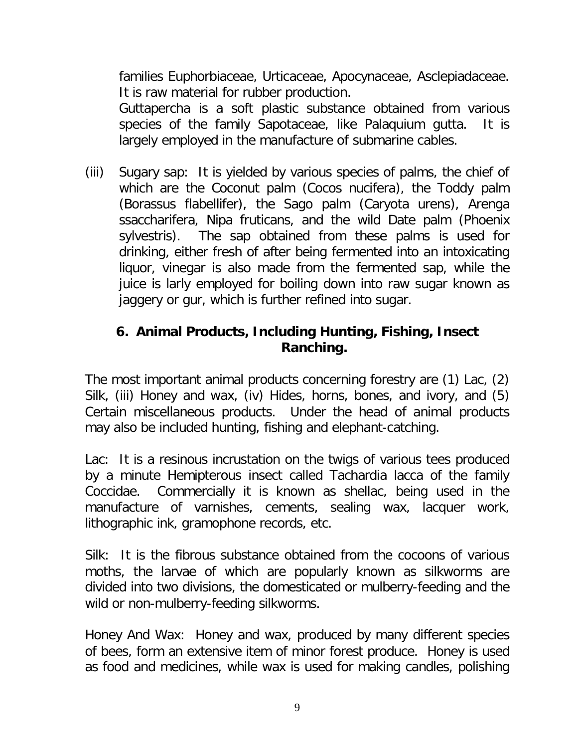families Euphorbiaceae, Urticaceae, Apocynaceae, Asclepiadaceae. It is raw material for rubber production.

Guttapercha is a soft plastic substance obtained from various species of the family Sapotaceae, like Palaquium gutta. It is largely employed in the manufacture of submarine cables.

(iii) Sugary sap: It is yielded by various species of palms, the chief of which are the Coconut palm (Cocos nucifera), the Toddy palm (Borassus flabellifer), the Sago palm (Caryota urens), Arenga ssaccharifera, Nipa fruticans, and the wild Date palm (Phoenix sylvestris). The sap obtained from these palms is used for drinking, either fresh of after being fermented into an intoxicating liquor, vinegar is also made from the fermented sap, while the juice is larly employed for boiling down into raw sugar known as jaggery or gur, which is further refined into sugar.

## 6. Animal Products, Including Hunting, Fishing, Insect Ranching.

The most important animal products concerning forestry are (1) Lac, (2) Silk, (iii) Honey and wax, (iv) Hides, horns, bones, and ivory, and (5) Certain miscellaneous products. Under the head of animal products may also be included hunting, fishing and elephant-catching.

Lac: It is a resinous incrustation on the twigs of various tees produced by a minute Hemipterous insect called Tachardia lacca of the family Coccidae. Commercially it is known as shellac, being used in the manufacture of varnishes, cements, sealing wax, lacquer work, lithographic ink, gramophone records, etc.

Silk: It is the fibrous substance obtained from the cocoons of various moths, the larvae of which are popularly known as silkworms are divided into two divisions, the domesticated or mulberry-feeding and the wild or non-mulberry-feeding silkworms.

Honey And Wax: Honey and wax, produced by many different species of bees, form an extensive item of minor forest produce. Honey is used as food and medicines, while wax is used for making candles, polishing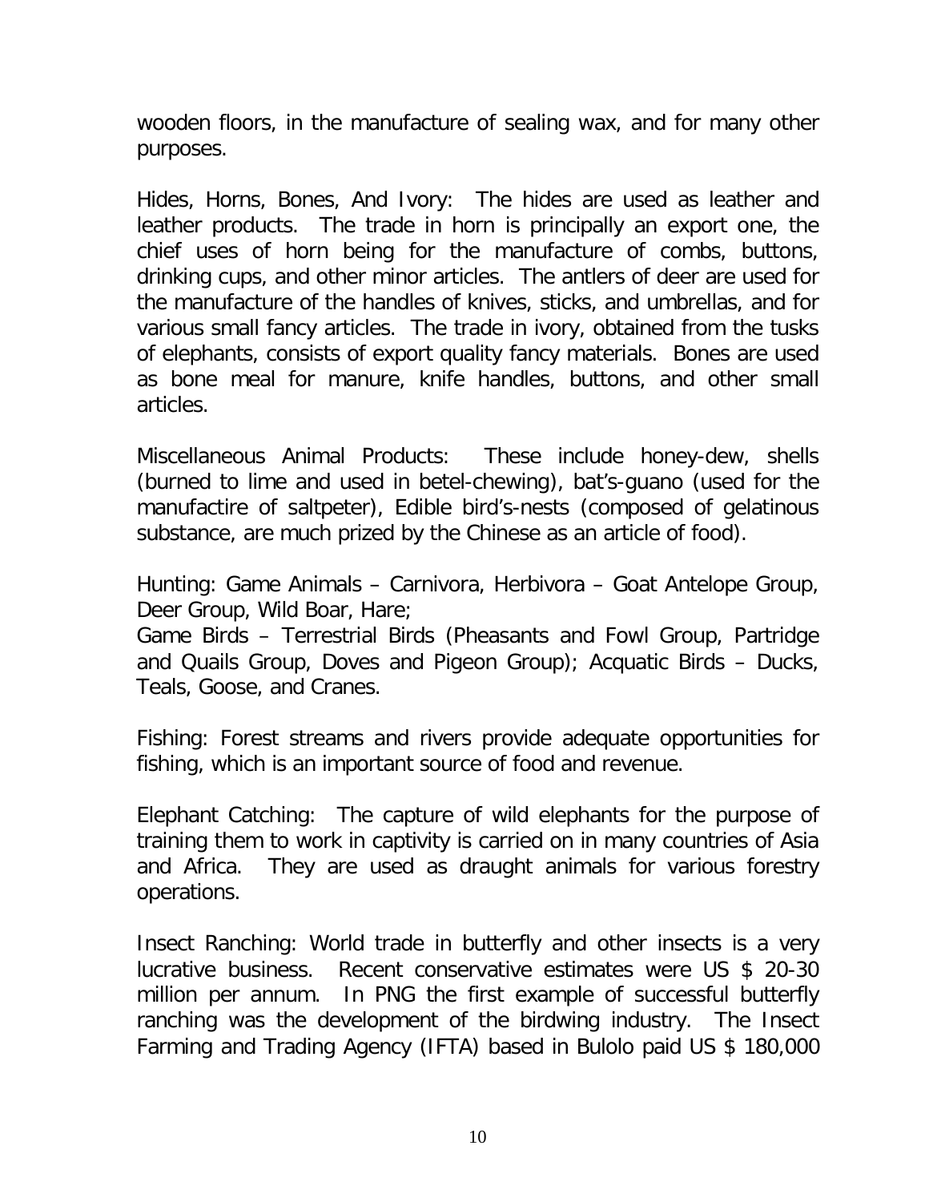wooden floors, in the manufacture of sealing wax, and for many other purposes.

Hides, Horns, Bones, And Ivory: The hides are used as leather and leather products. The trade in horn is principally an export one, the chief uses of horn being for the manufacture of combs, buttons, drinking cups, and other minor articles. The antlers of deer are used for the manufacture of the handles of knives, sticks, and umbrellas, and for various small fancy articles. The trade in ivory, obtained from the tusks of elephants, consists of export quality fancy materials. Bones are used as bone meal for manure, knife handles, buttons, and other small articles.

Miscellaneous Animal Products: These include honey-dew, shells (burned to lime and used in betel-chewing), bat's-guano (used for the manufactire of saltpeter), Edible bird's-nests (composed of gelatinous substance, are much prized by the Chinese as an article of food).

Hunting: Game Animals – Carnivora, Herbivora – Goat Antelope Group, Deer Group, Wild Boar, Hare;
Game Birds – Terrestrial Birds (Pheasants and Fowl Group, Partridge and Quails Group, Doves and Pigeon Group); Acquatic Birds – Ducks, Teals, Goose, and Cranes.

Fishing: Forest streams and rivers provide adequate opportunities for fishing, which is an important source of food and revenue.

Elephant Catching: The capture of wild elephants for the purpose of training them to work in captivity is carried on in many countries of Asia and Africa. They are used as draught animals for various forestry operations.

Insect Ranching: World trade in butterfly and other insects is a very lucrative business. Recent conservative estimates were US $ 20-30 million per annum. In PNG the first example of successful butterfly ranching was the development of the birdwing industry. The Insect Farming and Trading Agency (IFTA) based in Bulolo paid US $ 180,000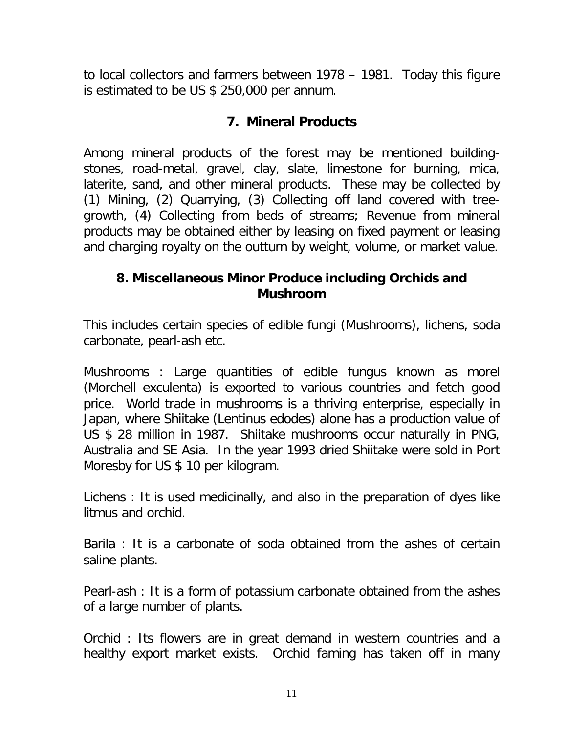to local collectors and farmers between 1978 – 1981. Today this figure is estimated to be US $ 250,000 per annum.

## 7. Mineral Products

Among mineral products of the forest may be mentioned building-stones, road-metal, gravel, clay, slate, limestone for burning, mica, laterite, sand, and other mineral products. These may be collected by (1) Mining, (2) Quarrying, (3) Collecting off land covered with tree-growth, (4) Collecting from beds of streams; Revenue from mineral products may be obtained either by leasing on fixed payment or leasing and charging royalty on the outturn by weight, volume, or market value.

## 8. Miscellaneous Minor Produce including Orchids and Mushroom

This includes certain species of edible fungi (Mushrooms), lichens, soda carbonate, pearl-ash etc.

Mushrooms : Large quantities of edible fungus known as morel (Morchell exculenta) is exported to various countries and fetch good price. World trade in mushrooms is a thriving enterprise, especially in Japan, where Shiitake (Lentinus edodes) alone has a production value of US $ 28 million in 1987. Shiitake mushrooms occur naturally in PNG, Australia and SE Asia. In the year 1993 dried Shiitake were sold in Port Moresby for US $ 10 per kilogram.

Lichens : It is used medicinally, and also in the preparation of dyes like litmus and orchid.

Barila : It is a carbonate of soda obtained from the ashes of certain saline plants.

Pearl-ash : It is a form of potassium carbonate obtained from the ashes of a large number of plants.

Orchid : Its flowers are in great demand in western countries and a healthy export market exists. Orchid faming has taken off in many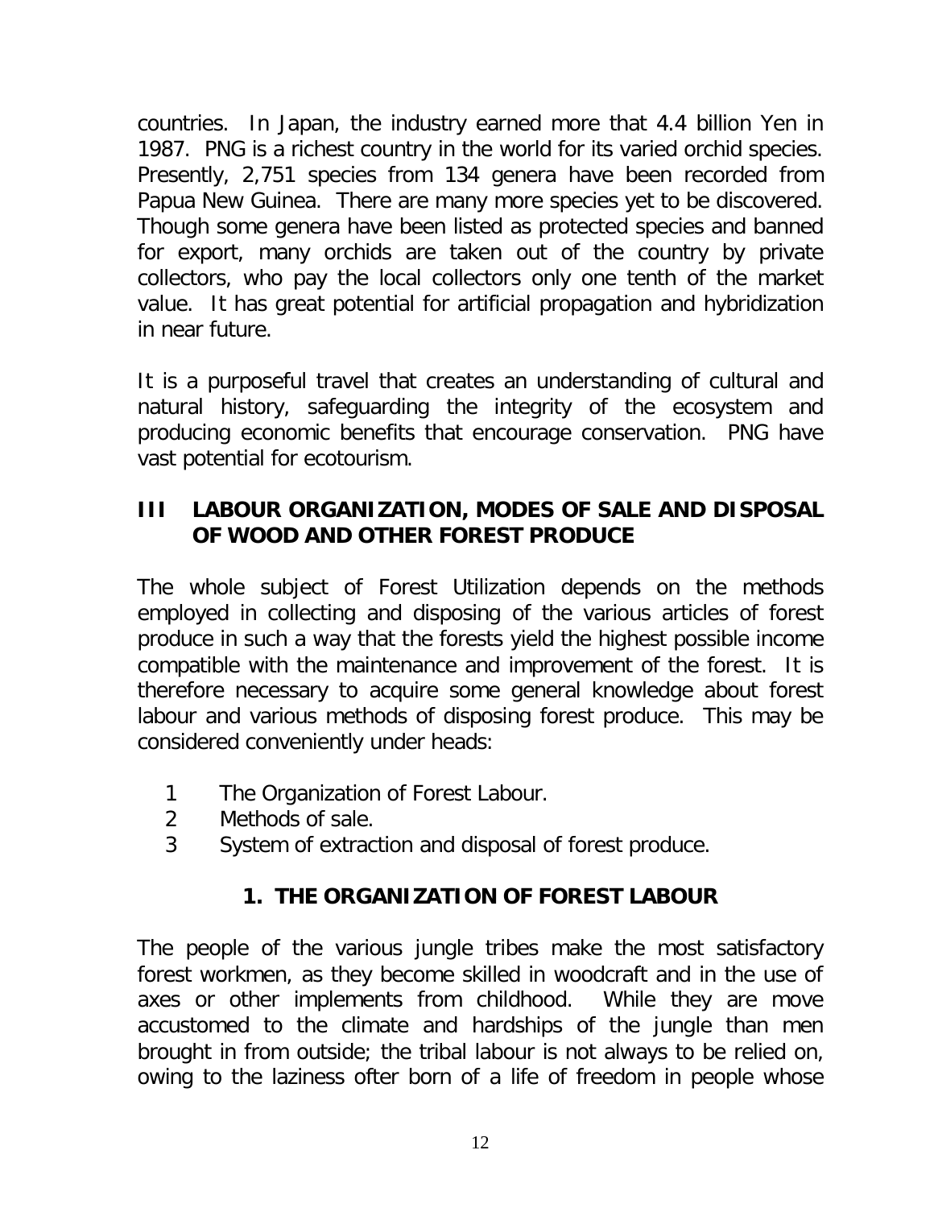countries. In Japan, the industry earned more that 4.4 billion Yen in 1987. PNG is a richest country in the world for its varied orchid species. Presently, 2,751 species from 134 genera have been recorded from Papua New Guinea. There are many more species yet to be discovered. Though some genera have been listed as protected species and banned for export, many orchids are taken out of the country by private collectors, who pay the local collectors only one tenth of the market value. It has great potential for artificial propagation and hybridization in near future.

It is a purposeful travel that creates an understanding of cultural and natural history, safeguarding the integrity of the ecosystem and producing economic benefits that encourage conservation. PNG have vast potential for ecotourism.

## III LABOUR ORGANIZATION, MODES OF SALE AND DISPOSAL OF WOOD AND OTHER FOREST PRODUCE

The whole subject of Forest Utilization depends on the methods employed in collecting and disposing of the various articles of forest produce in such a way that the forests yield the highest possible income compatible with the maintenance and improvement of the forest. It is therefore necessary to acquire some general knowledge about forest labour and various methods of disposing forest produce. This may be considered conveniently under heads:

1 The Organization of Forest Labour.
2 Methods of sale.
3 System of extraction and disposal of forest produce.

### 1. THE ORGANIZATION OF FOREST LABOUR

The people of the various jungle tribes make the most satisfactory forest workmen, as they become skilled in woodcraft and in the use of axes or other implements from childhood. While they are move accustomed to the climate and hardships of the jungle than men brought in from outside; the tribal labour is not always to be relied on, owing to the laziness ofter born of a life of freedom in people whose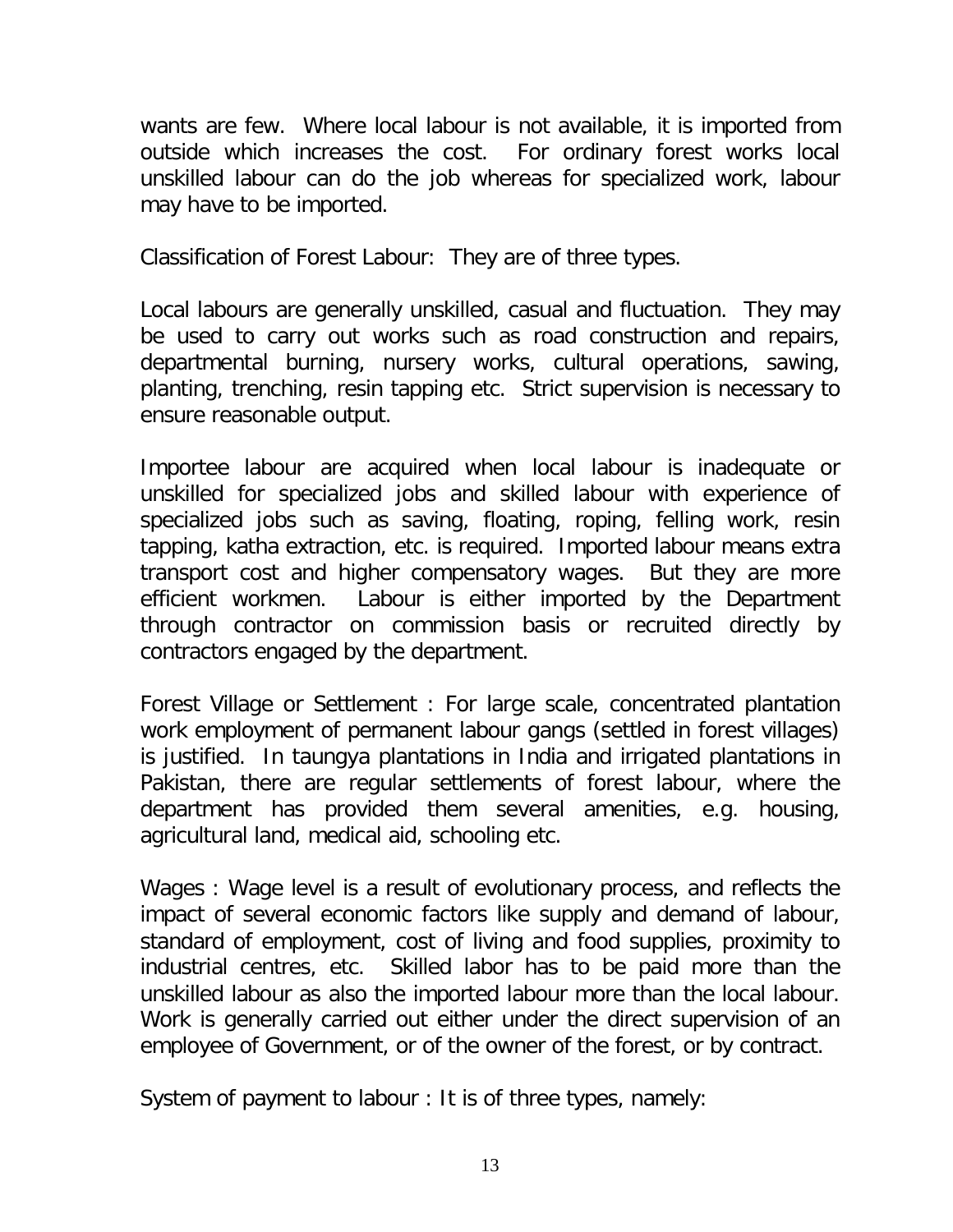wants are few. Where local labour is not available, it is imported from outside which increases the cost. For ordinary forest works local unskilled labour can do the job whereas for specialized work, labour may have to be imported.

Classification of Forest Labour: They are of three types.

Local labours are generally unskilled, casual and fluctuation. They may be used to carry out works such as road construction and repairs, departmental burning, nursery works, cultural operations, sawing, planting, trenching, resin tapping etc. Strict supervision is necessary to ensure reasonable output.

Importee labour are acquired when local labour is inadequate or unskilled for specialized jobs and skilled labour with experience of specialized jobs such as saving, floating, roping, felling work, resin tapping, katha extraction, etc. is required. Imported labour means extra transport cost and higher compensatory wages. But they are more efficient workmen. Labour is either imported by the Department through contractor on commission basis or recruited directly by contractors engaged by the department.

Forest Village or Settlement : For large scale, concentrated plantation work employment of permanent labour gangs (settled in forest villages) is justified. In taungya plantations in India and irrigated plantations in Pakistan, there are regular settlements of forest labour, where the department has provided them several amenities, e.g. housing, agricultural land, medical aid, schooling etc.

Wages : Wage level is a result of evolutionary process, and reflects the impact of several economic factors like supply and demand of labour, standard of employment, cost of living and food supplies, proximity to industrial centres, etc. Skilled labor has to be paid more than the unskilled labour as also the imported labour more than the local labour. Work is generally carried out either under the direct supervision of an employee of Government, or of the owner of the forest, or by contract.

System of payment to labour : It is of three types, namely: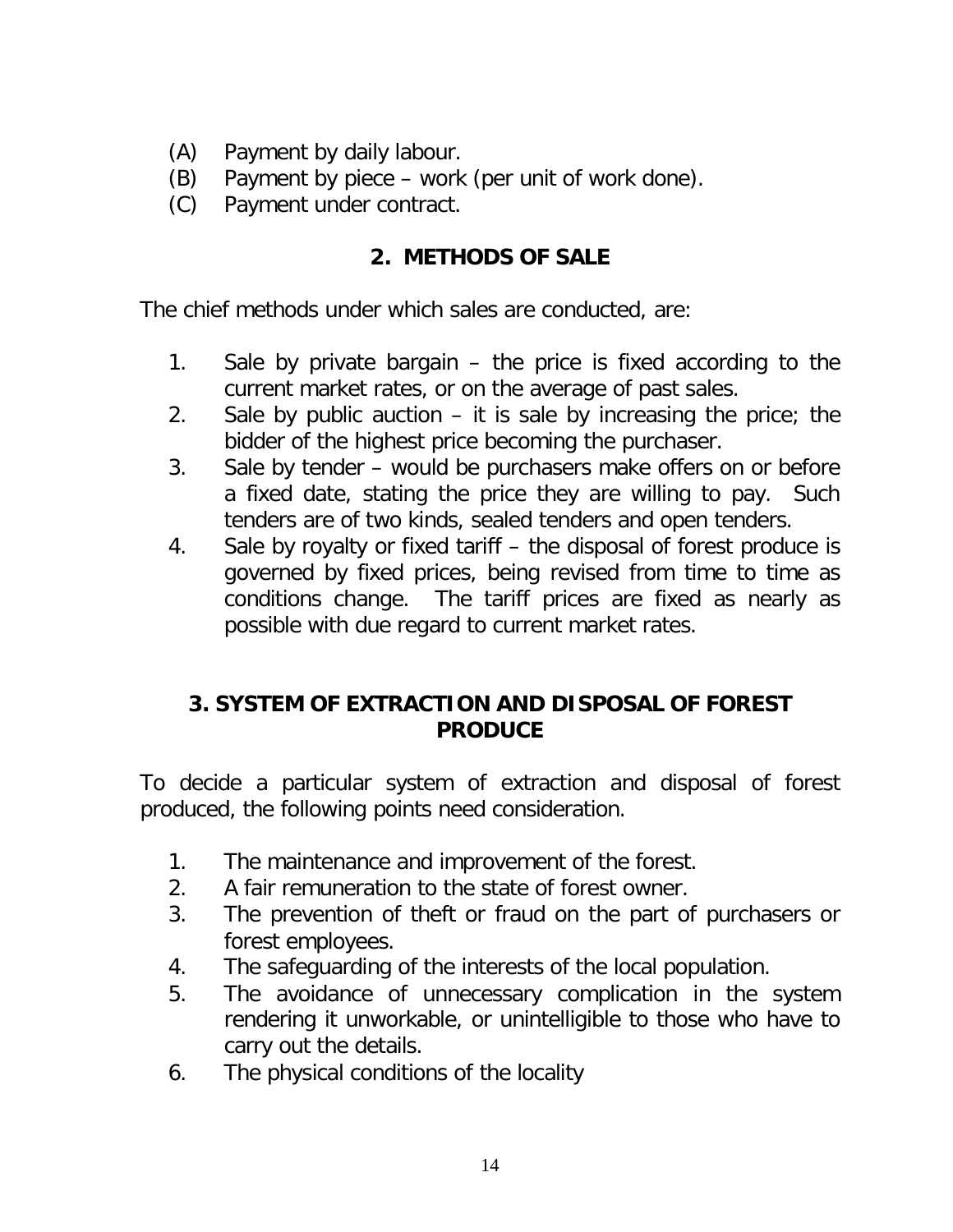(A) Payment by daily labour.
(B) Payment by piece – work (per unit of work done).
(C) Payment under contract.

## 2. METHODS OF SALE

The chief methods under which sales are conducted, are:

1. Sale by private bargain – the price is fixed according to the current market rates, or on the average of past sales.
2. Sale by public auction – it is sale by increasing the price; the bidder of the highest price becoming the purchaser.
3. Sale by tender – would be purchasers make offers on or before a fixed date, stating the price they are willing to pay. Such tenders are of two kinds, sealed tenders and open tenders.
4. Sale by royalty or fixed tariff – the disposal of forest produce is governed by fixed prices, being revised from time to time as conditions change. The tariff prices are fixed as nearly as possible with due regard to current market rates.

## 3. SYSTEM OF EXTRACTION AND DISPOSAL OF FOREST PRODUCE

To decide a particular system of extraction and disposal of forest produced, the following points need consideration.

1. The maintenance and improvement of the forest.
2. A fair remuneration to the state of forest owner.
3. The prevention of theft or fraud on the part of purchasers or forest employees.
4. The safeguarding of the interests of the local population.
5. The avoidance of unnecessary complication in the system rendering it unworkable, or unintelligible to those who have to carry out the details.
6. The physical conditions of the locality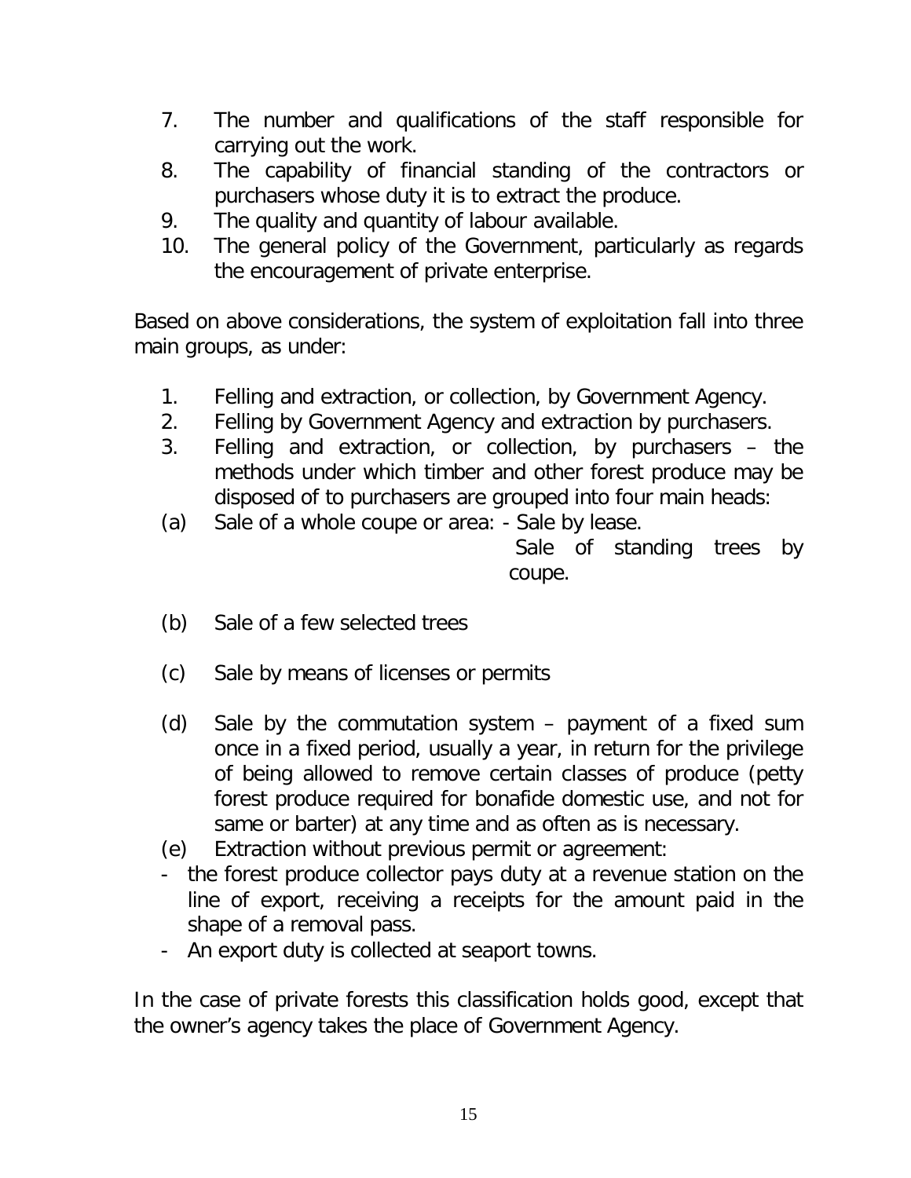7. The number and qualifications of the staff responsible for carrying out the work.
8. The capability of financial standing of the contractors or purchasers whose duty it is to extract the produce.
9. The quality and quantity of labour available.
10. The general policy of the Government, particularly as regards the encouragement of private enterprise.

Based on above considerations, the system of exploitation fall into three main groups, as under:

1. Felling and extraction, or collection, by Government Agency.
2. Felling by Government Agency and extraction by purchasers.
3. Felling and extraction, or collection, by purchasers – the methods under which timber and other forest produce may be disposed of to purchasers are grouped into four main heads:

(a) Sale of a whole coupe or area: - Sale by lease.
 Sale of standing trees by coupe.

(b) Sale of a few selected trees

(c) Sale by means of licenses or permits

(d) Sale by the commutation system – payment of a fixed sum once in a fixed period, usually a year, in return for the privilege of being allowed to remove certain classes of produce (petty forest produce required for bonafide domestic use, and not for same or barter) at any time and as often as is necessary.

(e) Extraction without previous permit or agreement:

- the forest produce collector pays duty at a revenue station on the line of export, receiving a receipts for the amount paid in the shape of a removal pass.
- An export duty is collected at seaport towns.

In the case of private forests this classification holds good, except that the owner's agency takes the place of Government Agency.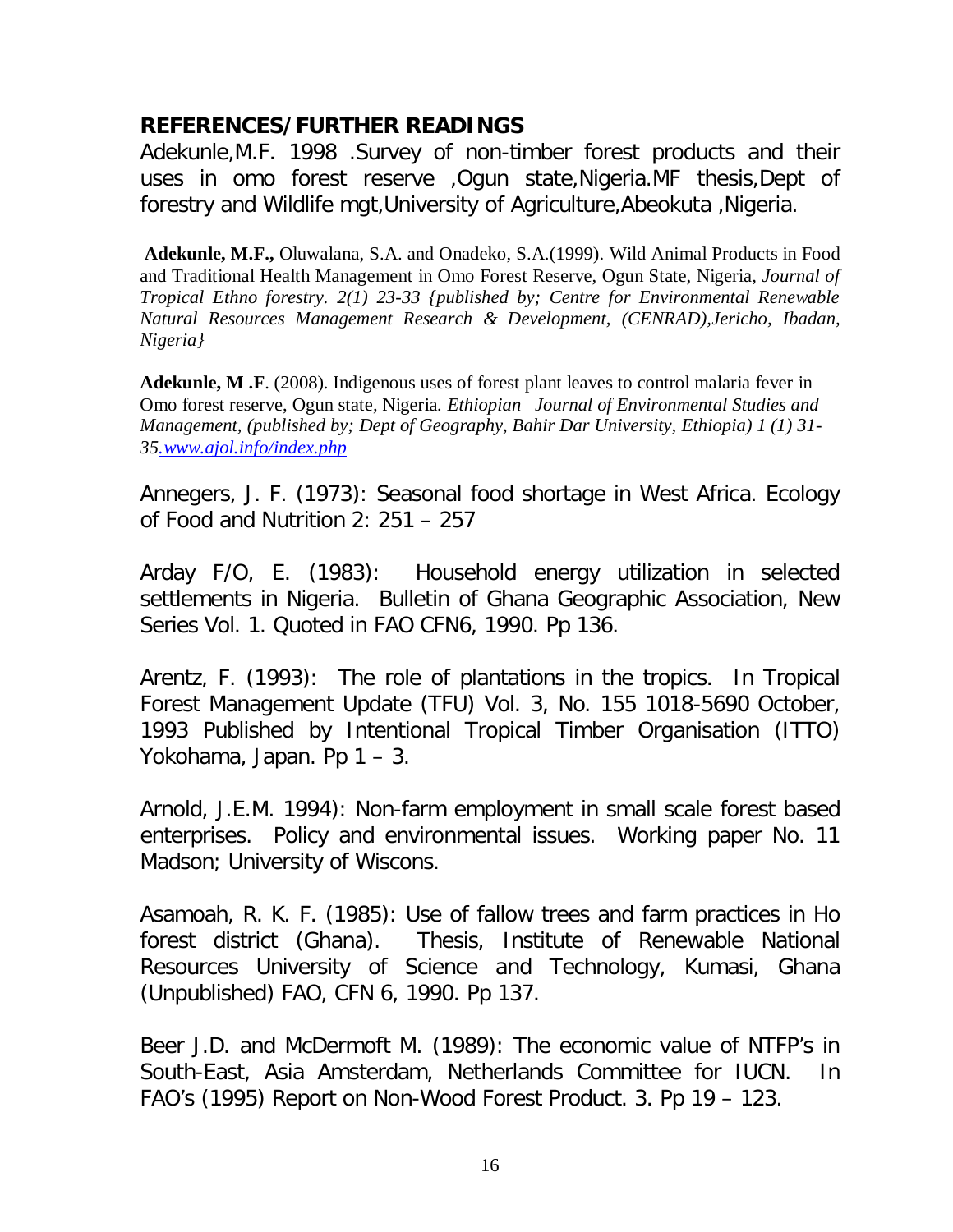## REFERENCES/FURTHER READINGS

Adekunle,M.F. 1998 .Survey of non-timber forest products and their uses in omo forest reserve ,Ogun state,Nigeria.MF thesis,Dept of forestry and Wildlife mgt,University of Agriculture,Abeokuta ,Nigeria.

**Adekunle, M.F.,** Oluwalana, S.A. and Onadeko, S.A.(1999). Wild Animal Products in Food and Traditional Health Management in Omo Forest Reserve, Ogun State, Nigeria, *Journal of Tropical Ethno forestry. 2(1) 23-33 {published by; Centre for Environmental Renewable Natural Resources Management Research & Development, (CENRAD),Jericho, Ibadan, Nigeria}*

**Adekunle, M .F**. (2008). Indigenous uses of forest plant leaves to control malaria fever in Omo forest reserve, Ogun state, Nigeria. *Ethiopian Journal of Environmental Studies and Management, (published by; Dept of Geography, Bahir Dar University, Ethiopia) 1 (1) 31-35.www.ajol.info/index.php*

Annegers, J. F. (1973): Seasonal food shortage in West Africa. Ecology of Food and Nutrition 2: 251 – 257

Arday F/O, E. (1983): Household energy utilization in selected settlements in Nigeria. Bulletin of Ghana Geographic Association, New Series Vol. 1. Quoted in FAO CFN6, 1990. Pp 136.

Arentz, F. (1993): The role of plantations in the tropics. In Tropical Forest Management Update (TFU) Vol. 3, No. 155 1018-5690 October, 1993 Published by Intentional Tropical Timber Organisation (ITTO) Yokohama, Japan. Pp 1 – 3.

Arnold, J.E.M. 1994): Non-farm employment in small scale forest based enterprises. Policy and environmental issues. Working paper No. 11 Madson; University of Wiscons.

Asamoah, R. K. F. (1985): Use of fallow trees and farm practices in Ho forest district (Ghana). Thesis, Institute of Renewable National Resources University of Science and Technology, Kumasi, Ghana (Unpublished) FAO, CFN 6, 1990. Pp 137.

Beer J.D. and McDermoft M. (1989): The economic value of NTFP's in South-East, Asia Amsterdam, Netherlands Committee for IUCN. In FAO's (1995) Report on Non-Wood Forest Product. 3. Pp 19 – 123.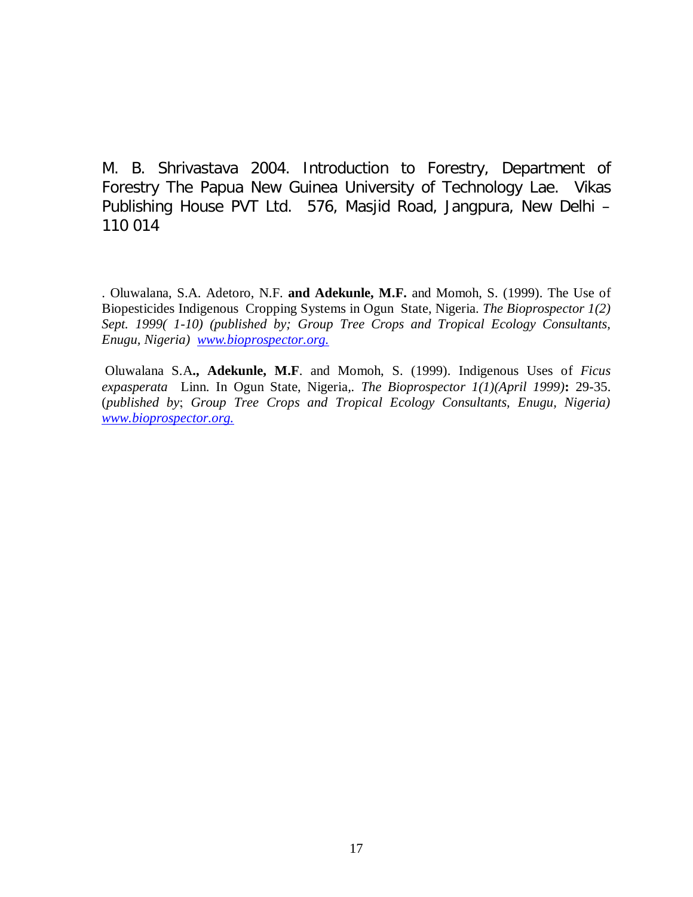M. B. Shrivastava 2004. Introduction to Forestry, Department of Forestry The Papua New Guinea University of Technology Lae. Vikas Publishing House PVT Ltd. 576, Masjid Road, Jangpura, New Delhi – 110 014

. Oluwalana, S.A. Adetoro, N.F. **and Adekunle, M.F.** and Momoh, S. (1999). The Use of Biopesticides Indigenous Cropping Systems in Ogun State, Nigeria. *The Bioprospector 1(2) Sept. 1999( 1-10) (published by; Group Tree Crops and Tropical Ecology Consultants, Enugu, Nigeria)* [www.bioprospector.org.](www.bioprospector.org.)

Oluwalana S.A**., Adekunle, M.F**. and Momoh, S. (1999). Indigenous Uses of *Ficus expasperata* Linn. In Ogun State, Nigeria,. *The Bioprospector 1(1)(April 1999)***:** 29-35. (*published by*; *Group Tree Crops and Tropical Ecology Consultants, Enugu, Nigeria)* [www.bioprospector.org.](www.bioprospector.org.)